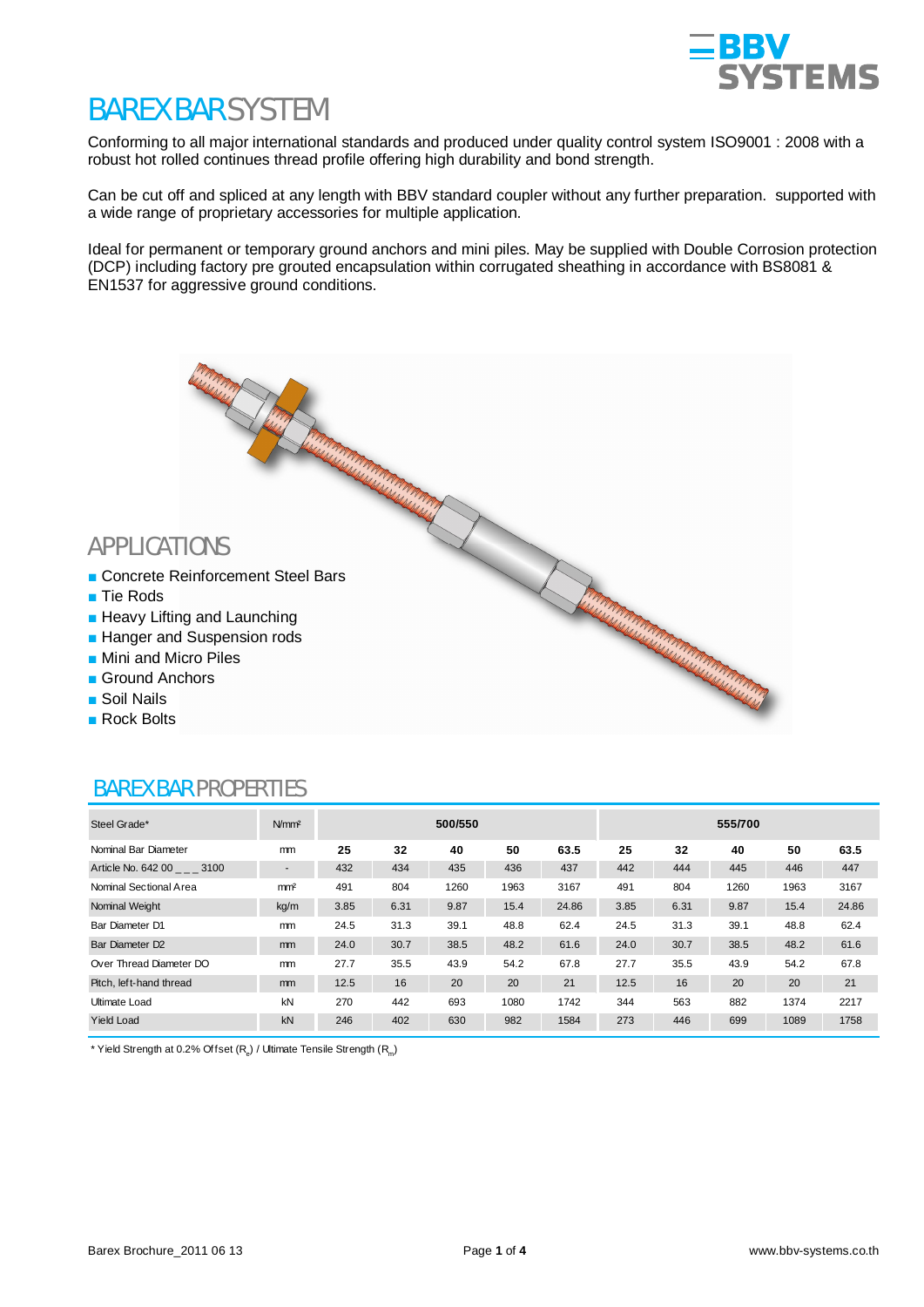# BAREX BAR SYSTEM

Conforming to all major international standards and produced under quality control system ISO9001 : 2008 with a robust hot rolled continues thread profile offering high durability and bond strength.

Can be cut off and spliced at any length with BBV standard coupler without any further preparation.  supported with a wide range of proprietary accessories for multiple application.

Ideal for permanent or temporary ground anchors and mini piles. May be supplied with Double Corrosion protection (DCP) including factory pre grouted encapsulation within corrugated sheathing in accordance with BS8081 & EN1537 for aggressive ground conditions.

## APPLICATIONS

- Concrete Reinforcement Steel Bars
- Tie Rods
- Heavy Lifting and Launching
- Hanger and Suspension rods
- Mini and Micro Piles
- Ground Anchors
- Soil Nails
- Rock Bolts

## BAREX BAR PROPERTIES

| Steel Grade* | N/mm² | 500/550 | | | | | 555/700 | | | | |
|---|---|---|---|---|---|---|---|---|---|---|---|
| Nominal Bar Diameter | mm | **25** | **32** | **40** | **50** | **63.5** | **25** | **32** | **40** | **50** | **63.5** |
| Article No. 642 00 _ _ _ 3100 | - | 432 | 434 | 435 | 436 | 437 | 442 | 444 | 445 | 446 | 447 |
| Nominal Sectional Area | mm² | 491 | 804 | 1260 | 1963 | 3167 | 491 | 804 | 1260 | 1963 | 3167 |
| Nominal Weight | kg/m | 3.85 | 6.31 | 9.87 | 15.4 | 24.86 | 3.85 | 6.31 | 9.87 | 15.4 | 24.86 |
| Bar Diameter D1 | mm | 24.5 | 31.3 | 39.1 | 48.8 | 62.4 | 24.5 | 31.3 | 39.1 | 48.8 | 62.4 |
| Bar Diameter D2 | mm | 24.0 | 30.7 | 38.5 | 48.2 | 61.6 | 24.0 | 30.7 | 38.5 | 48.2 | 61.6 |
| Over Thread Diameter DO | mm | 27.7 | 35.5 | 43.9 | 54.2 | 67.8 | 27.7 | 35.5 | 43.9 | 54.2 | 67.8 |
| Pitch, left-hand thread | mm | 12.5 | 16 | 20 | 20 | 21 | 12.5 | 16 | 20 | 20 | 21 |
| Ultimate Load | kN | 270 | 442 | 693 | 1080 | 1742 | 344 | 563 | 882 | 1374 | 2217 |
| Yield Load | kN | 246 | 402 | 630 | 982 | 1584 | 273 | 446 | 699 | 1089 | 1758 |

* Yield Strength at 0.2% Offset ($R_e$) / Ultimate Tensile Strength ($R_m$)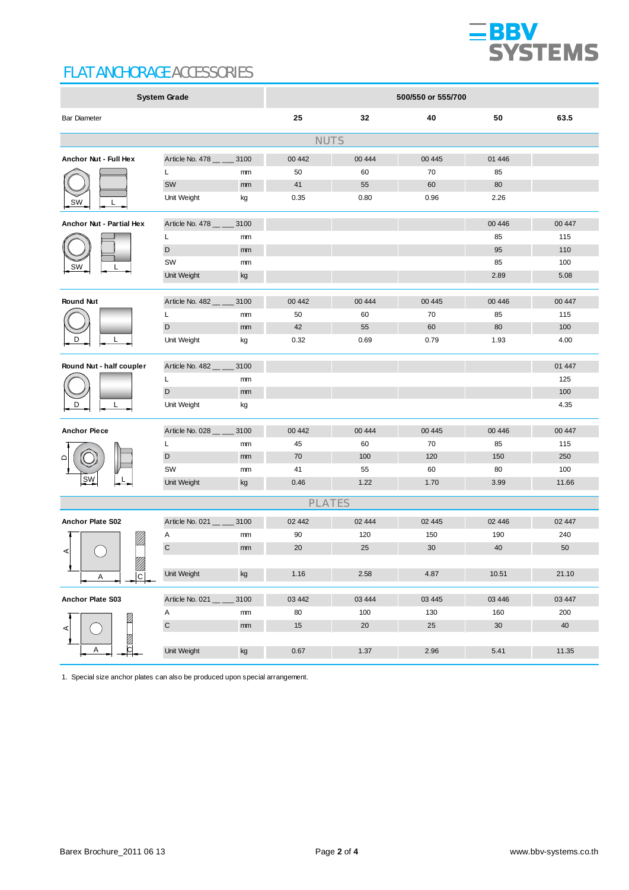# FLAT ANCHORAGE ACCESSORIES

| System Grade | | | 500/550 or 555/700 | | | | |
|---|---|---|---|---|---|---|---|
| Bar Diameter | | | 25 | 32 | 40 | 50 | 63.5 |
| **NUTS** | | | | | | | |
| **Anchor Nut - Full Hex** | Article No. 478 __ __ 3100 | | 00 442 | 00 444 | 00 445 | 01 446 | |
| | L | mm | 50 | 60 | 70 | 85 | |
| | SW | mm | 41 | 55 | 60 | 80 | |
| | Unit Weight | kg | 0.35 | 0.80 | 0.96 | 2.26 | |
| **Anchor Nut - Partial Hex** | Article No. 478 __ __ 3100 | | | | | 00 446 | 00 447 |
| | L | mm | | | | 85 | 115 |
| | D | mm | | | | 95 | 110 |
| | SW | mm | | | | 85 | 100 |
| | Unit Weight | kg | | | | 2.89 | 5.08 |
| **Round Nut** | Article No. 482 __ __ 3100 | | 00 442 | 00 444 | 00 445 | 00 446 | 00 447 |
| | L | mm | 50 | 60 | 70 | 85 | 115 |
| | D | mm | 42 | 55 | 60 | 80 | 100 |
| | Unit Weight | kg | 0.32 | 0.69 | 0.79 | 1.93 | 4.00 |
| **Round Nut - half coupler** | Article No. 482 __ __ 3100 | | | | | | 01 447 |
| | L | mm | | | | | 125 |
| | D | mm | | | | | 100 |
| | Unit Weight | kg | | | | | 4.35 |
| **Anchor Piece** | Article No. 028 __ __ 3100 | | 00 442 | 00 444 | 00 445 | 00 446 | 00 447 |
| | L | mm | 45 | 60 | 70 | 85 | 115 |
| | D | mm | 70 | 100 | 120 | 150 | 250 |
| | SW | mm | 41 | 55 | 60 | 80 | 100 |
| | Unit Weight | kg | 0.46 | 1.22 | 1.70 | 3.99 | 11.66 |
| **PLATES** | | | | | | | |
| **Anchor Plate S02** | Article No. 021 __ __ 3100 | | 02 442 | 02 444 | 02 445 | 02 446 | 02 447 |
| | A | mm | 90 | 120 | 150 | 190 | 240 |
| | C | mm | 20 | 25 | 30 | 40 | 50 |
| | Unit Weight | kg | 1.16 | 2.58 | 4.87 | 10.51 | 21.10 |
| **Anchor Plate S03** | Article No. 021 __ __ 3100 | | 03 442 | 03 444 | 03 445 | 03 446 | 03 447 |
| | A | mm | 80 | 100 | 130 | 160 | 200 |
| | C | mm | 15 | 20 | 25 | 30 | 40 |
| | Unit Weight | kg | 0.67 | 1.37 | 2.96 | 5.41 | 11.35 |

1. Special size anchor plates can also be produced upon special arrangement.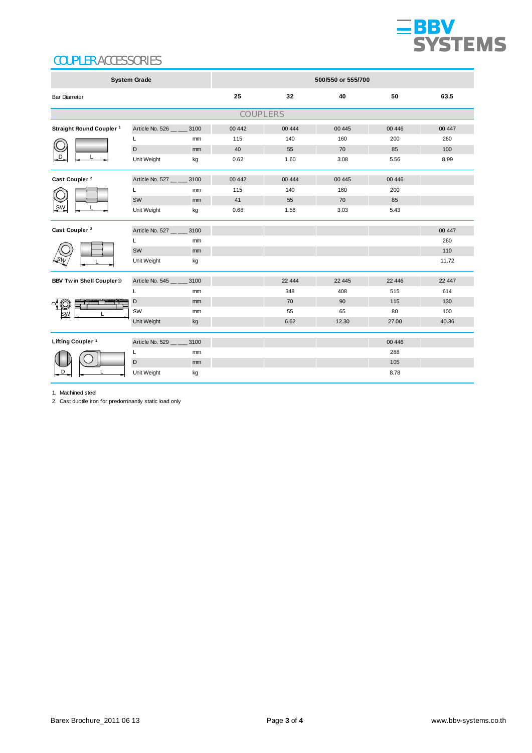# COUPLER ACCESSORIES

| System Grade | | | 500/550 or 555/700 | | | | |
|---|---|---|---|---|---|---|---|
| Bar Diameter | | | 25 | 32 | 40 | 50 | 63.5 |
| **COUPLERS** | | | | | | | |
| **Straight Round Coupler** [1] | Article No. 526 __ __ 3100 | | 00 442 | 00 444 | 00 445 | 00 446 | 00 447 |
| | L | mm | 115 | 140 | 160 | 200 | 260 |
| | D | mm | 40 | 55 | 70 | 85 | 100 |
| | Unit Weight | kg | 0.62 | 1.60 | 3.08 | 5.56 | 8.99 |
| **Cast Coupler** [2] | Article No. 527 __ __ 3100 | | 00 442 | 00 444 | 00 445 | 00 446 | |
| | L | mm | 115 | 140 | 160 | 200 | |
| | SW | mm | 41 | 55 | 70 | 85 | |
| | Unit Weight | kg | 0.68 | 1.56 | 3.03 | 5.43 | |
| **Cast Coupler** [2] | Article No. 527 __ __ 3100 | | | | | | 00 447 |
| | L | mm | | | | | 260 |
| | SW | mm | | | | | 110 |
| | Unit Weight | kg | | | | | 11.72 |
| **BBV Twin Shell Coupler®** | Article No. 545 __ __ 3100 | | | 22 444 | 22 445 | 22 446 | 22 447 |
| | L | mm | | 348 | 408 | 515 | 614 |
| | D | mm | | 70 | 90 | 115 | 130 |
| | SW | mm | | 55 | 65 | 80 | 100 |
| | Unit Weight | kg | | 6.62 | 12.30 | 27.00 | 40.36 |
| **Lifting Coupler** [1] | Article No. 529 __ __ 3100 | | | | | 00 446 | |
| | L | mm | | | | 288 | |
| | D | mm | | | | 105 | |
| | Unit Weight | kg | | | | 8.78 | |

1. Machined steel
2. Cast ductile iron for predominantly static load only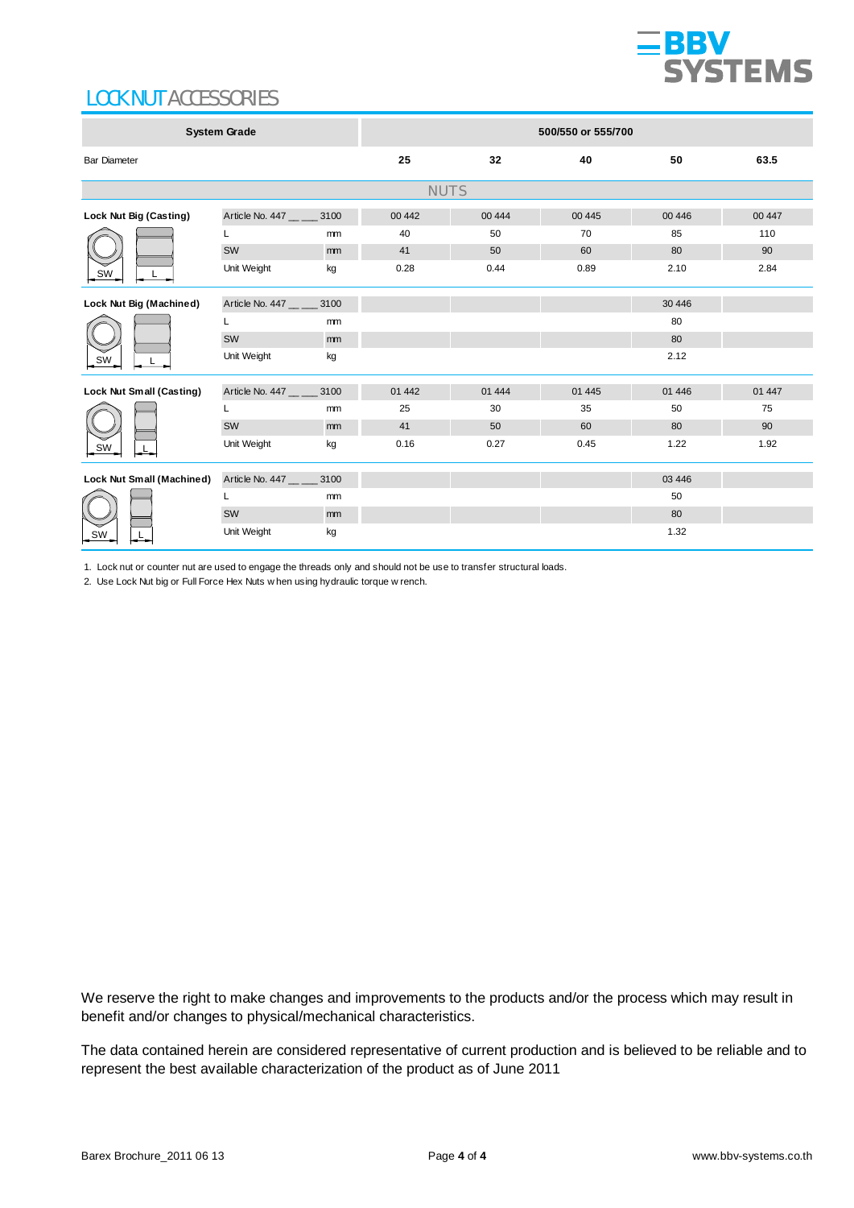# LOCK NUT ACCESSORIES

| System Grade | | | 500/550 or 555/700 | | | | |
|---|---|---|---|---|---|---|---|
| Bar Diameter | | | 25 | 32 | 40 | 50 | 63.5 |
| **NUTS** | | | | | | | |
| **Lock Nut Big (Casting)** | Article No. 447 ___ | 3100 | 00 442 | 00 444 | 00 445 | 00 446 | 00 447 |
| | L | mm | 40 | 50 | 70 | 85 | 110 |
| | SW | mm | 41 | 50 | 60 | 80 | 90 |
| | Unit Weight | kg | 0.28 | 0.44 | 0.89 | 2.10 | 2.84 |
| **Lock Nut Big (Machined)** | Article No. 447 ___ | 3100 | | | | 30 446 | |
| | L | mm | | | | 80 | |
| | SW | mm | | | | 80 | |
| | Unit Weight | kg | | | | 2.12 | |
| **Lock Nut Small (Casting)** | Article No. 447 ___ | 3100 | 01 442 | 01 444 | 01 445 | 01 446 | 01 447 |
| | L | mm | 25 | 30 | 35 | 50 | 75 |
| | SW | mm | 41 | 50 | 60 | 80 | 90 |
| | Unit Weight | kg | 0.16 | 0.27 | 0.45 | 1.22 | 1.92 |
| **Lock Nut Small (Machined)** | Article No. 447 ___ | 3100 | | | | 03 446 | |
| | L | mm | | | | 50 | |
| | SW | mm | | | | 80 | |
| | Unit Weight | kg | | | | 1.32 | |

1. Lock nut or counter nut are used to engage the threads only and should not be use to transfer structural loads.
2. Use Lock Nut big or Full Force Hex Nuts when using hydraulic torque wrench.

We reserve the right to make changes and improvements to the products and/or the process which may result in benefit and/or changes to physical/mechanical characteristics.

The data contained herein are considered representative of current production and is believed to be reliable and to represent the best available characterization of the product as of June 2011